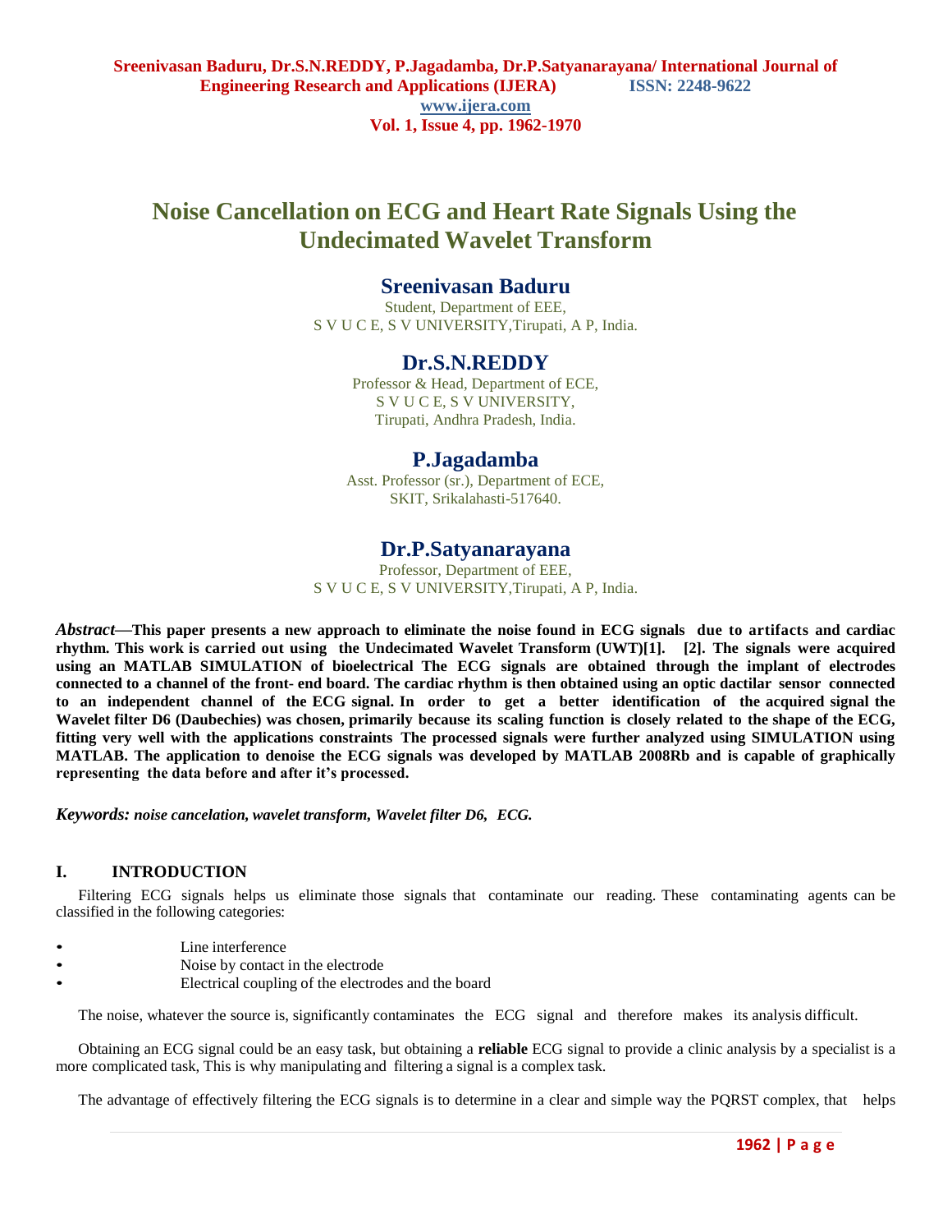# Noise Cancellation on ECG and Heart Rate Signals Using the Undecimated Wavelet Transform

## Sreenivasan Baduru

Student, Department of EEE,
S V U C E, S V UNIVERSITY,Tirupati, A P, India.

## Dr.S.N.REDDY

Professor & Head, Department of ECE,
S V U C E, S V UNIVERSITY,
Tirupati, Andhra Pradesh, India.

## P.Jagadamba

Asst. Professor (sr.), Department of ECE,
SKIT, Srikalahasti-517640.

## Dr.P.Satyanarayana

Professor, Department of EEE,
S V U C E, S V UNIVERSITY,Tirupati, A P, India.

***Abstract*—This paper presents a new approach to eliminate the noise found in ECG signals due to artifacts and cardiac rhythm. This work is carried out using the Undecimated Wavelet Transform (UWT)[1]. [2]. The signals were acquired using an MATLAB SIMULATION of bioelectrical The ECG signals are obtained through the implant of electrodes connected to a channel of the front- end board. The cardiac rhythm is then obtained using an optic dactilar sensor connected to an independent channel of the ECG signal. In order to get a better identification of the acquired signal the Wavelet filter D6 (Daubechies) was chosen, primarily because its scaling function is closely related to the shape of the ECG, fitting very well with the applications constraints The processed signals were further analyzed using SIMULATION using MATLAB. The application to denoise the ECG signals was developed by MATLAB 2008Rb and is capable of graphically representing the data before and after it's processed.**

***Keywords: noise cancelation, wavelet transform, Wavelet filter D6, ECG.***

## I. INTRODUCTION

Filtering ECG signals helps us eliminate those signals that contaminate our reading. These contaminating agents can be classified in the following categories:

- Line interference
- Noise by contact in the electrode
- Electrical coupling of the electrodes and the board

The noise, whatever the source is, significantly contaminates the ECG signal and therefore makes its analysis difficult.

Obtaining an ECG signal could be an easy task, but obtaining a **reliable** ECG signal to provide a clinic analysis by a specialist is a more complicated task, This is why manipulating and filtering a signal is a complex task.

The advantage of effectively filtering the ECG signals is to determine in a clear and simple way the PQRST complex, that helps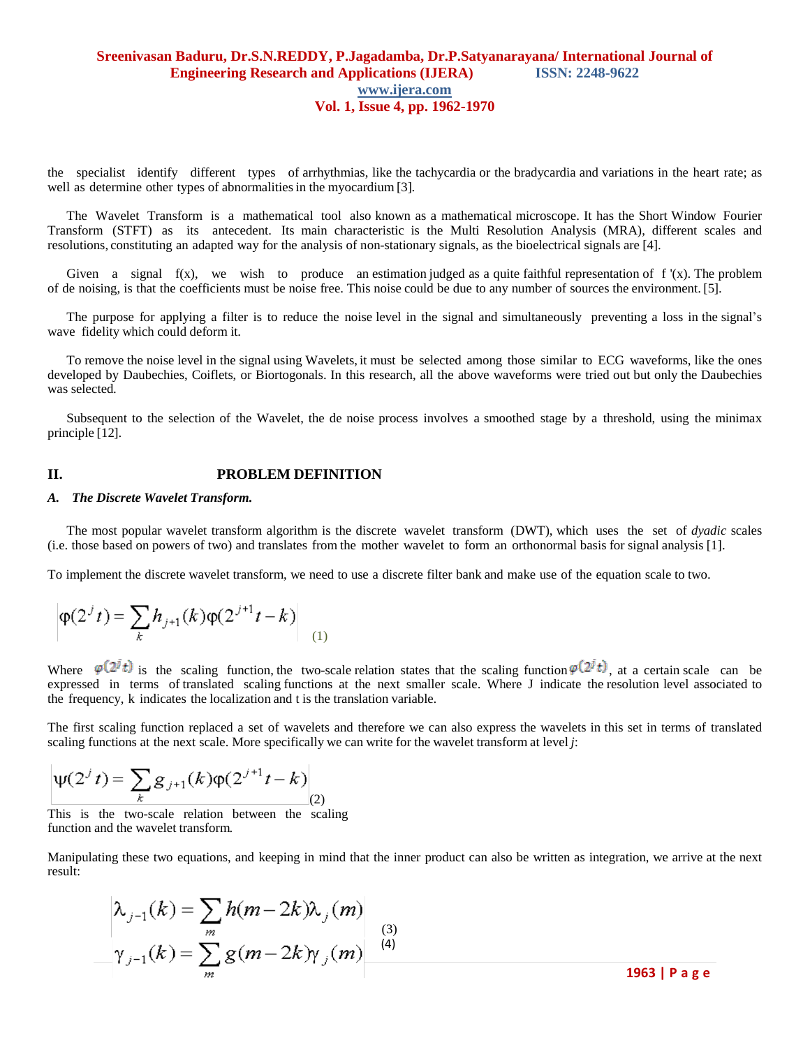the specialist identify different types of arrhythmias, like the tachycardia or the bradycardia and variations in the heart rate; as well as determine other types of abnormalities in the myocardium [3].

The Wavelet Transform is a mathematical tool also known as a mathematical microscope. It has the Short Window Fourier Transform (STFT) as its antecedent. Its main characteristic is the Multi Resolution Analysis (MRA), different scales and resolutions, constituting an adapted way for the analysis of non-stationary signals, as the bioelectrical signals are [4].

Given a signal f(x), we wish to produce an estimation judged as a quite faithful representation of f '(x). The problem of de noising, is that the coefficients must be noise free. This noise could be due to any number of sources the environment. [5].

The purpose for applying a filter is to reduce the noise level in the signal and simultaneously preventing a loss in the signal's wave fidelity which could deform it.

To remove the noise level in the signal using Wavelets, it must be selected among those similar to ECG waveforms, like the ones developed by Daubechies, Coiflets, or Biortogonals. In this research, all the above waveforms were tried out but only the Daubechies was selected.

Subsequent to the selection of the Wavelet, the de noise process involves a smoothed stage by a threshold, using the minimax principle [12].

## II. PROBLEM DEFINITION

### *A. The Discrete Wavelet Transform.*

The most popular wavelet transform algorithm is the discrete wavelet transform (DWT), which uses the set of *dyadic* scales (i.e. those based on powers of two) and translates from the mother wavelet to form an orthonormal basis for signal analysis [1].

To implement the discrete wavelet transform, we need to use a discrete filter bank and make use of the equation scale to two.

$$\varphi(2^j t) = \sum_k h_{j+1}(k)\varphi(2^{j+1}t - k) \quad (1)$$

Where $\varphi(2^j t)$ is the scaling function, the two-scale relation states that the scaling function $\varphi(2^j t)$, at a certain scale can be expressed in terms of translated scaling functions at the next smaller scale. Where J indicate the resolution level associated to the frequency, k indicates the localization and t is the translation variable.

The first scaling function replaced a set of wavelets and therefore we can also express the wavelets in this set in terms of translated scaling functions at the next scale. More specifically we can write for the wavelet transform at level *j*:

$$\psi(2^j t) = \sum_k g_{j+1}(k)\varphi(2^{j+1}t - k) \quad (2)$$

This is the two-scale relation between the scaling function and the wavelet transform.

Manipulating these two equations, and keeping in mind that the inner product can also be written as integration, we arrive at the next result:

$$\lambda_{j-1}(k) = \sum_m h(m-2k)\lambda_j(m) \quad (3)$$

$$\gamma_{j-1}(k) = \sum_m g(m-2k)\gamma_j(m) \quad (4)$$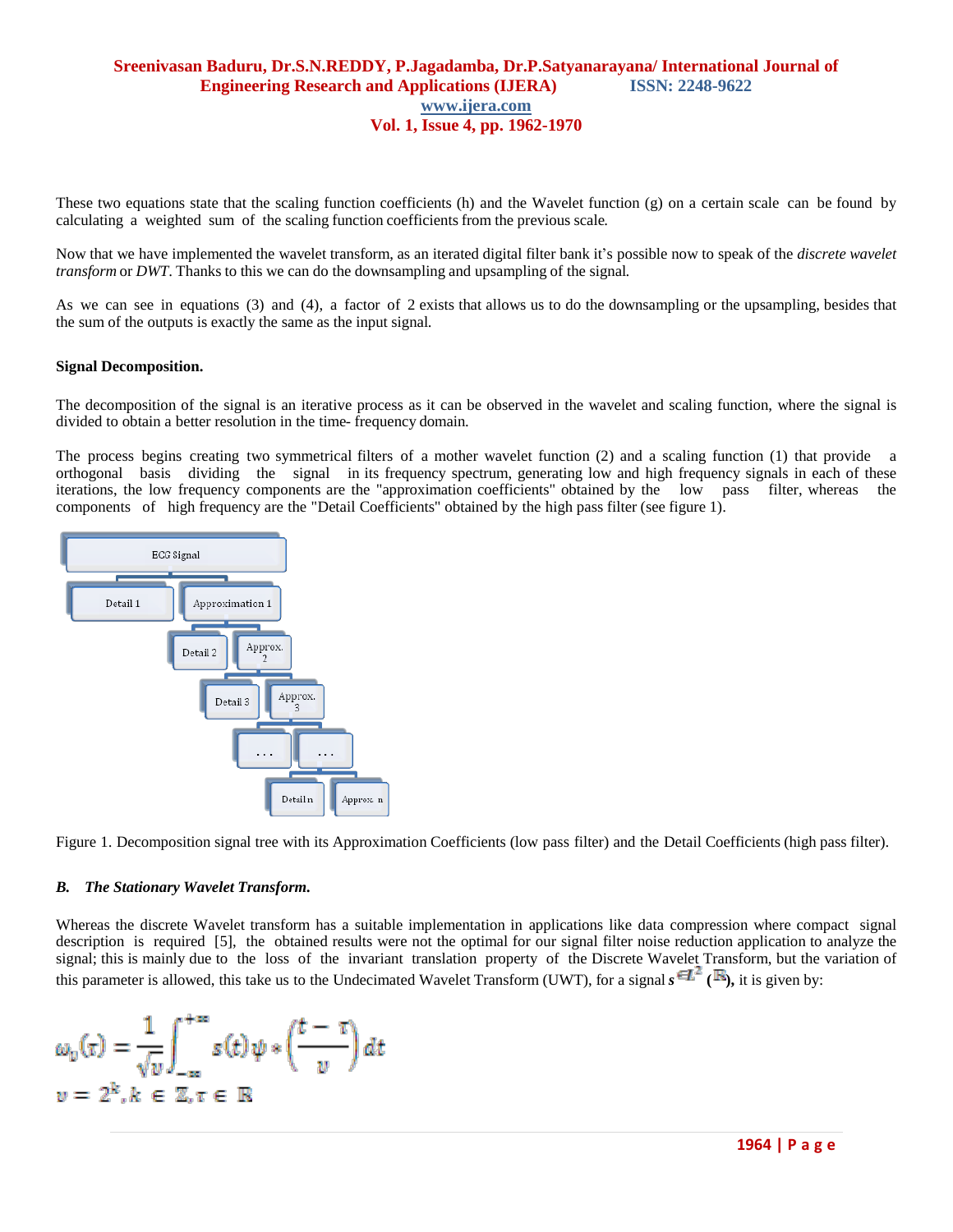These two equations state that the scaling function coefficients (h) and the Wavelet function (g) on a certain scale can be found by calculating a weighted sum of the scaling function coefficients from the previous scale.

Now that we have implemented the wavelet transform, as an iterated digital filter bank it's possible now to speak of the *discrete wavelet transform* or *DWT*. Thanks to this we can do the downsampling and upsampling of the signal.

As we can see in equations (3) and (4), a factor of 2 exists that allows us to do the downsampling or the upsampling, besides that the sum of the outputs is exactly the same as the input signal.

**Signal Decomposition.**

The decomposition of the signal is an iterative process as it can be observed in the wavelet and scaling function, where the signal is divided to obtain a better resolution in the time- frequency domain.

The process begins creating two symmetrical filters of a mother wavelet function (2) and a scaling function (1) that provide a orthogonal basis dividing the signal in its frequency spectrum, generating low and high frequency signals in each of these iterations, the low frequency components are the "approximation coefficients" obtained by the low pass filter, whereas the components of high frequency are the "Detail Coefficients" obtained by the high pass filter (see figure 1).

ECG Signal → Detail 1, Approximation 1 → Detail 2, Approx. 2 → Detail 3, Approx. 3 → . . . , . . . → Detail n, Approx. n

Figure 1. Decomposition signal tree with its Approximation Coefficients (low pass filter) and the Detail Coefficients (high pass filter).

### *B. The Stationary Wavelet Transform.*

Whereas the discrete Wavelet transform has a suitable implementation in applications like data compression where compact signal description is required [5], the obtained results were not the optimal for our signal filter noise reduction application to analyze the signal; this is mainly due to the loss of the invariant translation property of the Discrete Wavelet Transform, but the variation of this parameter is allowed, this take us to the Undecimated Wavelet Transform (UWT), for a signal $s \in L^2(\mathbb{R})$, it is given by:

$$\omega_v(\tau) = \frac{1}{\sqrt{v}} \int_{-\infty}^{+\infty} s(t)\psi * \left(\frac{t-\tau}{v}\right) dt$$

$$v = 2^k, k \in \mathbb{Z}, \tau \in \mathbb{R}$$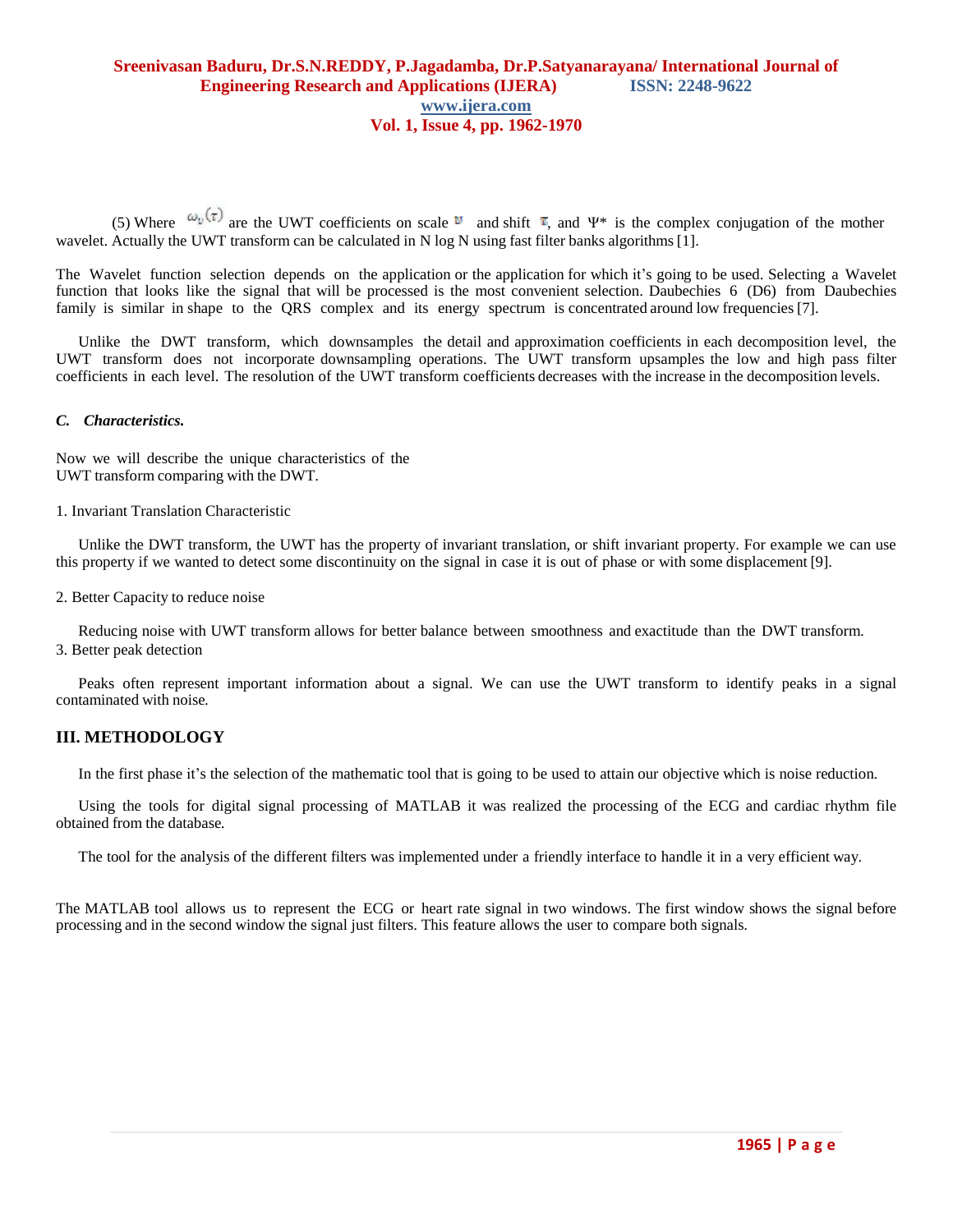(5) Where $\omega_v(\tau)$ are the UWT coefficients on scale $v$ and shift $\tau$, and $\Psi^*$ is the complex conjugation of the mother wavelet. Actually the UWT transform can be calculated in N log N using fast filter banks algorithms [1].

The Wavelet function selection depends on the application or the application for which it's going to be used. Selecting a Wavelet function that looks like the signal that will be processed is the most convenient selection. Daubechies 6 (D6) from Daubechies family is similar in shape to the QRS complex and its energy spectrum is concentrated around low frequencies [7].

Unlike the DWT transform, which downsamples the detail and approximation coefficients in each decomposition level, the UWT transform does not incorporate downsampling operations. The UWT transform upsamples the low and high pass filter coefficients in each level. The resolution of the UWT transform coefficients decreases with the increase in the decomposition levels.

### *C. Characteristics.*

Now we will describe the unique characteristics of the UWT transform comparing with the DWT.

1. Invariant Translation Characteristic

Unlike the DWT transform, the UWT has the property of invariant translation, or shift invariant property. For example we can use this property if we wanted to detect some discontinuity on the signal in case it is out of phase or with some displacement [9].

2. Better Capacity to reduce noise

Reducing noise with UWT transform allows for better balance between smoothness and exactitude than the DWT transform.

3. Better peak detection

Peaks often represent important information about a signal. We can use the UWT transform to identify peaks in a signal contaminated with noise.

## III. METHODOLOGY

In the first phase it's the selection of the mathematic tool that is going to be used to attain our objective which is noise reduction.

Using the tools for digital signal processing of MATLAB it was realized the processing of the ECG and cardiac rhythm file obtained from the database.

The tool for the analysis of the different filters was implemented under a friendly interface to handle it in a very efficient way.

The MATLAB tool allows us to represent the ECG or heart rate signal in two windows. The first window shows the signal before processing and in the second window the signal just filters. This feature allows the user to compare both signals.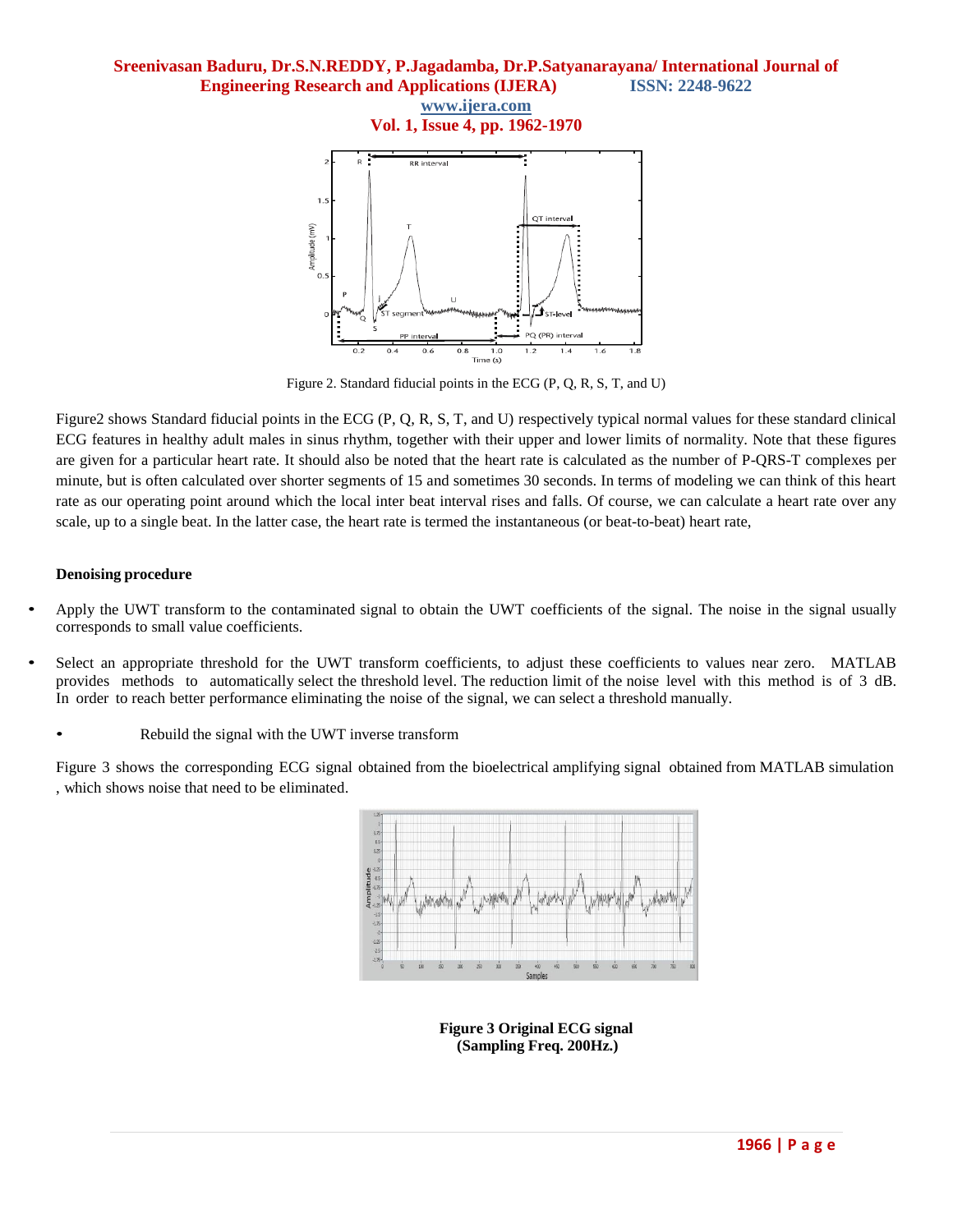Figure 2. Standard fiducial points in the ECG (P, Q, R, S, T, and U)

Figure2 shows Standard fiducial points in the ECG (P, Q, R, S, T, and U) respectively typical normal values for these standard clinical ECG features in healthy adult males in sinus rhythm, together with their upper and lower limits of normality. Note that these figures are given for a particular heart rate. It should also be noted that the heart rate is calculated as the number of P-QRS-T complexes per minute, but is often calculated over shorter segments of 15 and sometimes 30 seconds. In terms of modeling we can think of this heart rate as our operating point around which the local inter beat interval rises and falls. Of course, we can calculate a heart rate over any scale, up to a single beat. In the latter case, the heart rate is termed the instantaneous (or beat-to-beat) heart rate,

**Denoising procedure**

- Apply the UWT transform to the contaminated signal to obtain the UWT coefficients of the signal. The noise in the signal usually corresponds to small value coefficients.
- Select an appropriate threshold for the UWT transform coefficients, to adjust these coefficients to values near zero. MATLAB provides methods to automatically select the threshold level. The reduction limit of the noise level with this method is of 3 dB. In order to reach better performance eliminating the noise of the signal, we can select a threshold manually.
- Rebuild the signal with the UWT inverse transform

Figure 3 shows the corresponding ECG signal obtained from the bioelectrical amplifying signal obtained from MATLAB simulation , which shows noise that need to be eliminated.

**Figure 3 Original ECG signal (Sampling Freq. 200Hz.)**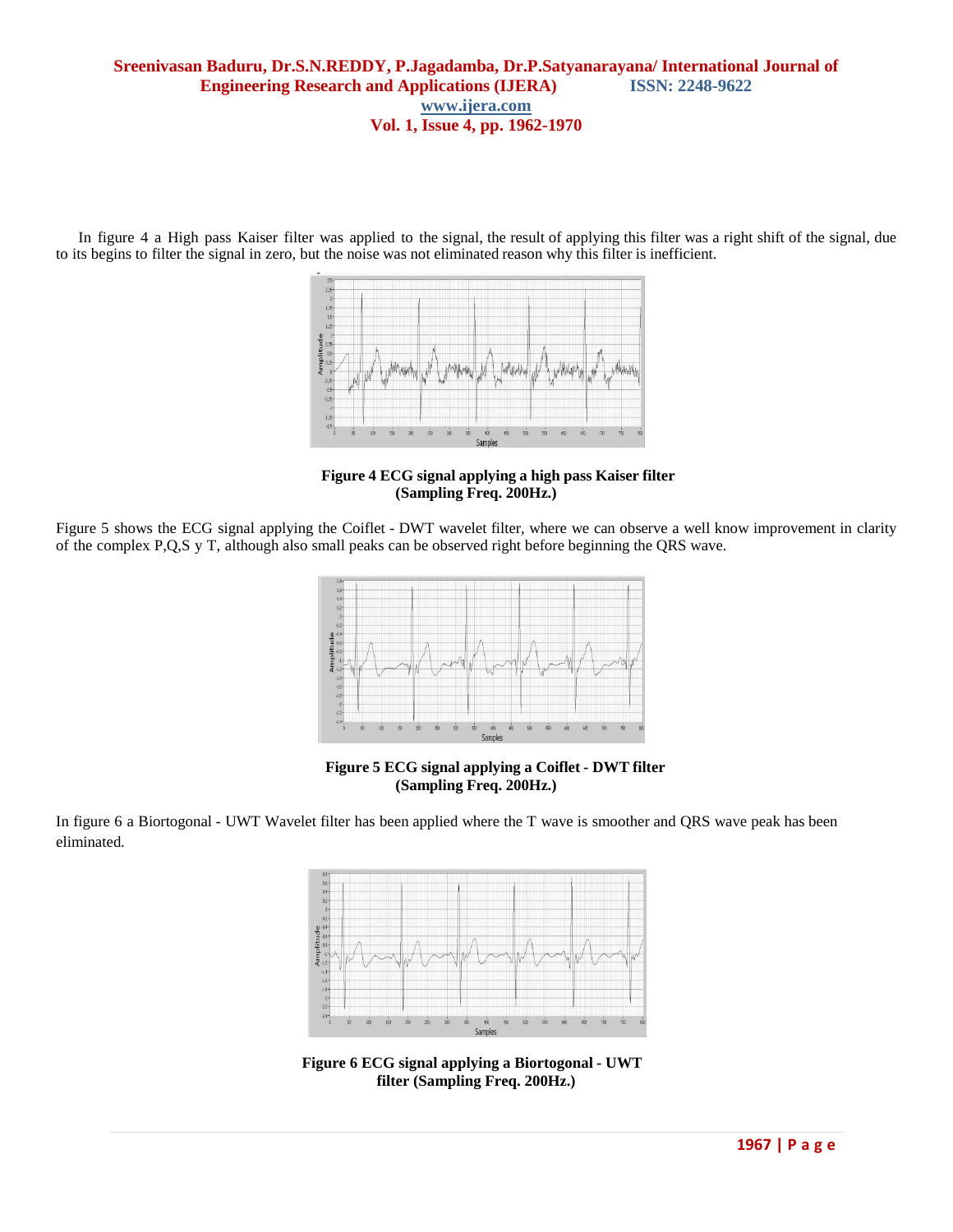In figure 4 a High pass Kaiser filter was applied to the signal, the result of applying this filter was a right shift of the signal, due to its begins to filter the signal in zero, but the noise was not eliminated reason why this filter is inefficient.

**Figure 4 ECG signal applying a high pass Kaiser filter (Sampling Freq. 200Hz.)**

Figure 5 shows the ECG signal applying the Coiflet - DWT wavelet filter, where we can observe a well know improvement in clarity of the complex P,Q,S y T, although also small peaks can be observed right before beginning the QRS wave.

**Figure 5 ECG signal applying a Coiflet - DWT filter (Sampling Freq. 200Hz.)**

In figure 6 a Biortogonal - UWT Wavelet filter has been applied where the T wave is smoother and QRS wave peak has been eliminated.

**Figure 6 ECG signal applying a Biortogonal - UWT filter (Sampling Freq. 200Hz.)**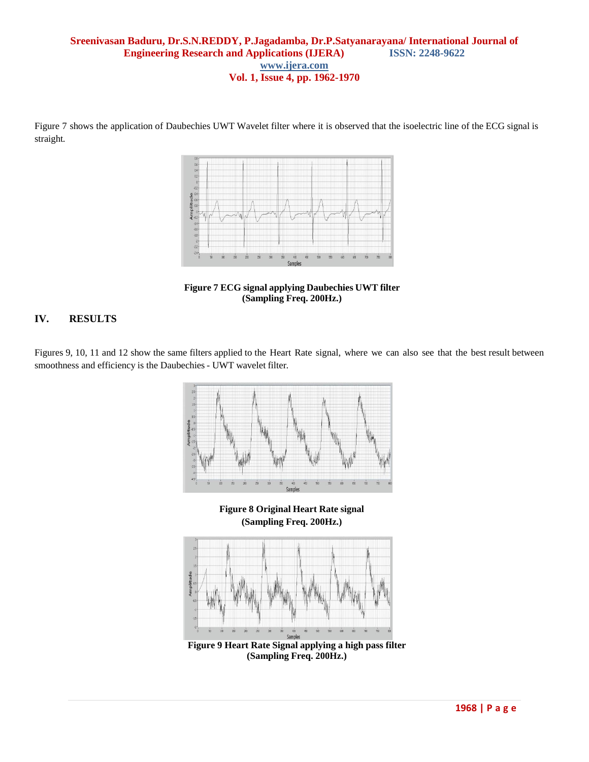Figure 7 shows the application of Daubechies UWT Wavelet filter where it is observed that the isoelectric line of the ECG signal is straight.

**Figure 7 ECG signal applying Daubechies UWT filter (Sampling Freq. 200Hz.)**

## IV. RESULTS

Figures 9, 10, 11 and 12 show the same filters applied to the Heart Rate signal, where we can also see that the best result between smoothness and efficiency is the Daubechies - UWT wavelet filter.

**Figure 8 Original Heart Rate signal (Sampling Freq. 200Hz.)**

**Figure 9 Heart Rate Signal applying a high pass filter (Sampling Freq. 200Hz.)**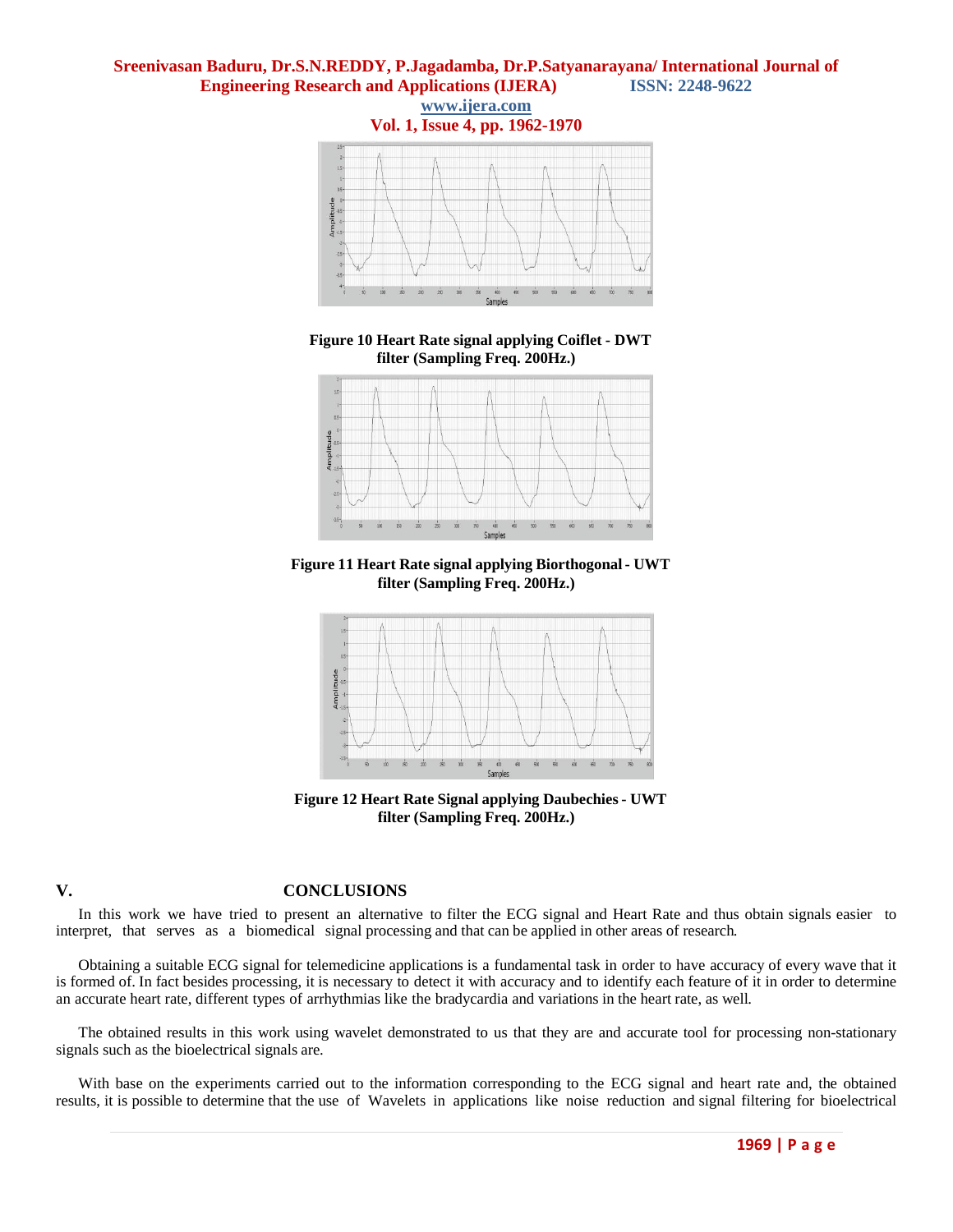Figure 10 Heart Rate signal applying Coiflet - DWT filter (Sampling Freq. 200Hz.)

Figure 11 Heart Rate signal applying Biorthogonal - UWT filter (Sampling Freq. 200Hz.)

Figure 12 Heart Rate Signal applying Daubechies - UWT filter (Sampling Freq. 200Hz.)

## V. CONCLUSIONS

In this work we have tried to present an alternative to filter the ECG signal and Heart Rate and thus obtain signals easier to interpret, that serves as a biomedical signal processing and that can be applied in other areas of research.

Obtaining a suitable ECG signal for telemedicine applications is a fundamental task in order to have accuracy of every wave that it is formed of. In fact besides processing, it is necessary to detect it with accuracy and to identify each feature of it in order to determine an accurate heart rate, different types of arrhythmias like the bradycardia and variations in the heart rate, as well.

The obtained results in this work using wavelet demonstrated to us that they are and accurate tool for processing non-stationary signals such as the bioelectrical signals are.

With base on the experiments carried out to the information corresponding to the ECG signal and heart rate and, the obtained results, it is possible to determine that the use of Wavelets in applications like noise reduction and signal filtering for bioelectrical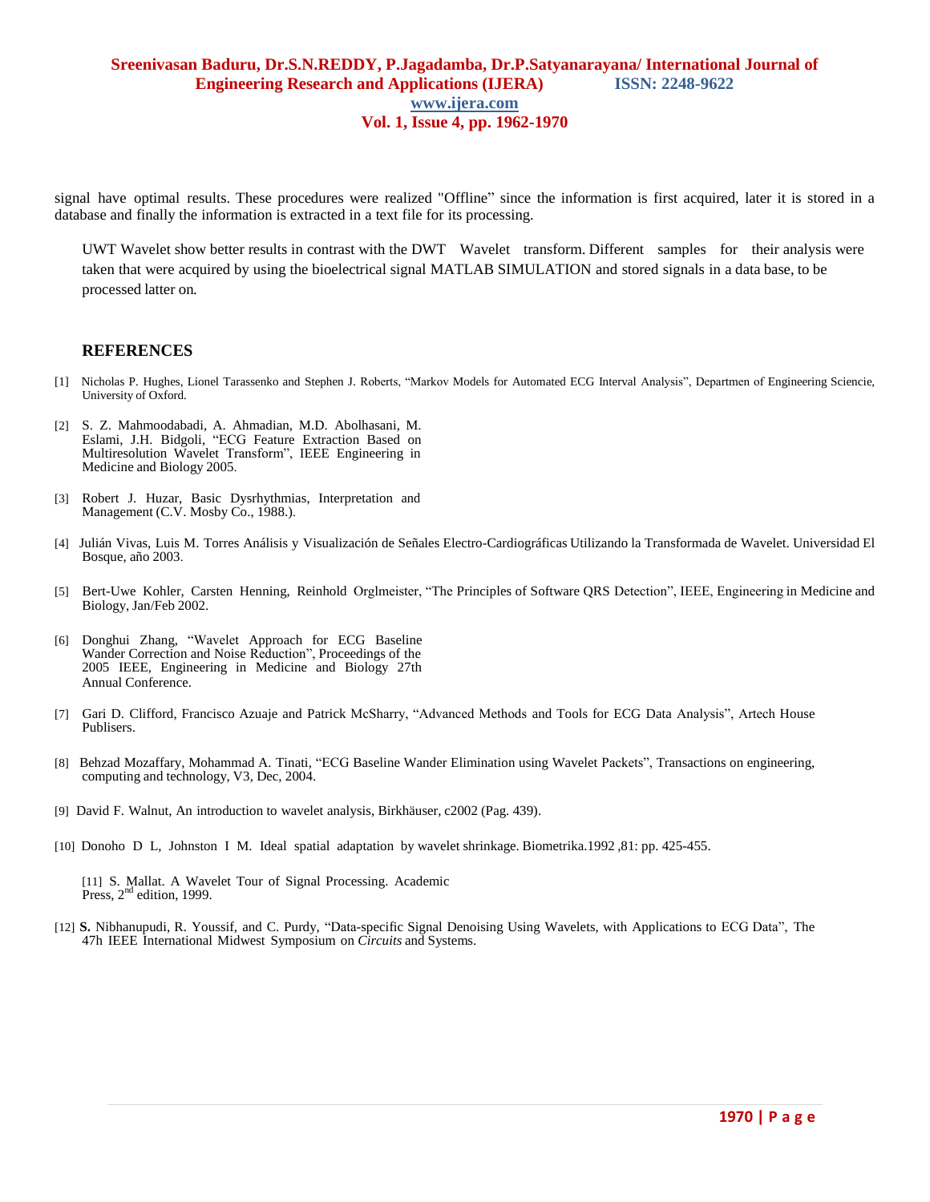signal have optimal results. These procedures were realized "Offline" since the information is first acquired, later it is stored in a database and finally the information is extracted in a text file for its processing.

UWT Wavelet show better results in contrast with the DWT Wavelet transform. Different samples for their analysis were taken that were acquired by using the bioelectrical signal MATLAB SIMULATION and stored signals in a data base, to be processed latter on.

## REFERENCES

[1] Nicholas P. Hughes, Lionel Tarassenko and Stephen J. Roberts, "Markov Models for Automated ECG Interval Analysis", Departmen of Engineering Sciencie, University of Oxford.

[2] S. Z. Mahmoodabadi, A. Ahmadian, M.D. Abolhasani, M. Eslami, J.H. Bidgoli, "ECG Feature Extraction Based on Multiresolution Wavelet Transform", IEEE Engineering in Medicine and Biology 2005.

[3] Robert J. Huzar, Basic Dysrhythmias, Interpretation and Management (C.V. Mosby Co., 1988.).

[4] Julián Vivas, Luis M. Torres Análisis y Visualización de Señales Electro-Cardiográficas Utilizando la Transformada de Wavelet. Universidad El Bosque, año 2003.

[5] Bert-Uwe Kohler, Carsten Henning, Reinhold Orglmeister, "The Principles of Software QRS Detection", IEEE, Engineering in Medicine and Biology, Jan/Feb 2002.

[6] Donghui Zhang, "Wavelet Approach for ECG Baseline Wander Correction and Noise Reduction", Proceedings of the 2005 IEEE, Engineering in Medicine and Biology 27th Annual Conference.

[7] Gari D. Clifford, Francisco Azuaje and Patrick McSharry, "Advanced Methods and Tools for ECG Data Analysis", Artech House Publisers.

[8] Behzad Mozaffary, Mohammad A. Tinati, "ECG Baseline Wander Elimination using Wavelet Packets", Transactions on engineering, computing and technology, V3, Dec, 2004.

[9] David F. Walnut, An introduction to wavelet analysis, Birkhäuser, c2002 (Pag. 439).

[10] Donoho D L, Johnston I M. Ideal spatial adaptation by wavelet shrinkage. Biometrika.1992 ,81: pp. 425-455.

[11] S. Mallat. A Wavelet Tour of Signal Processing. Academic Press, 2nd edition, 1999.

[12] **S.** Nibhanupudi, R. Youssif, and C. Purdy, "Data-specific Signal Denoising Using Wavelets, with Applications to ECG Data", The 47h IEEE International Midwest Symposium on *Circuits* and Systems.